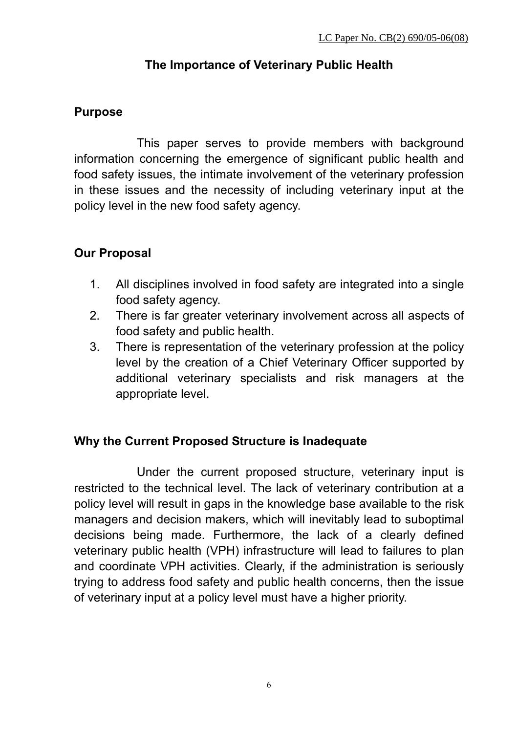LC Paper No. CB(2) 690/05-06(08)

# The Importance of Veterinary Public Health

## Purpose

This paper serves to provide members with background information concerning the emergence of significant public health and food safety issues, the intimate involvement of the veterinary profession in these issues and the necessity of including veterinary input at the policy level in the new food safety agency.

## Our Proposal

1. All disciplines involved in food safety are integrated into a single food safety agency.
2. There is far greater veterinary involvement across all aspects of food safety and public health.
3. There is representation of the veterinary profession at the policy level by the creation of a Chief Veterinary Officer supported by additional veterinary specialists and risk managers at the appropriate level.

## Why the Current Proposed Structure is Inadequate

Under the current proposed structure, veterinary input is restricted to the technical level. The lack of veterinary contribution at a policy level will result in gaps in the knowledge base available to the risk managers and decision makers, which will inevitably lead to suboptimal decisions being made. Furthermore, the lack of a clearly defined veterinary public health (VPH) infrastructure will lead to failures to plan and coordinate VPH activities. Clearly, if the administration is seriously trying to address food safety and public health concerns, then the issue of veterinary input at a policy level must have a higher priority.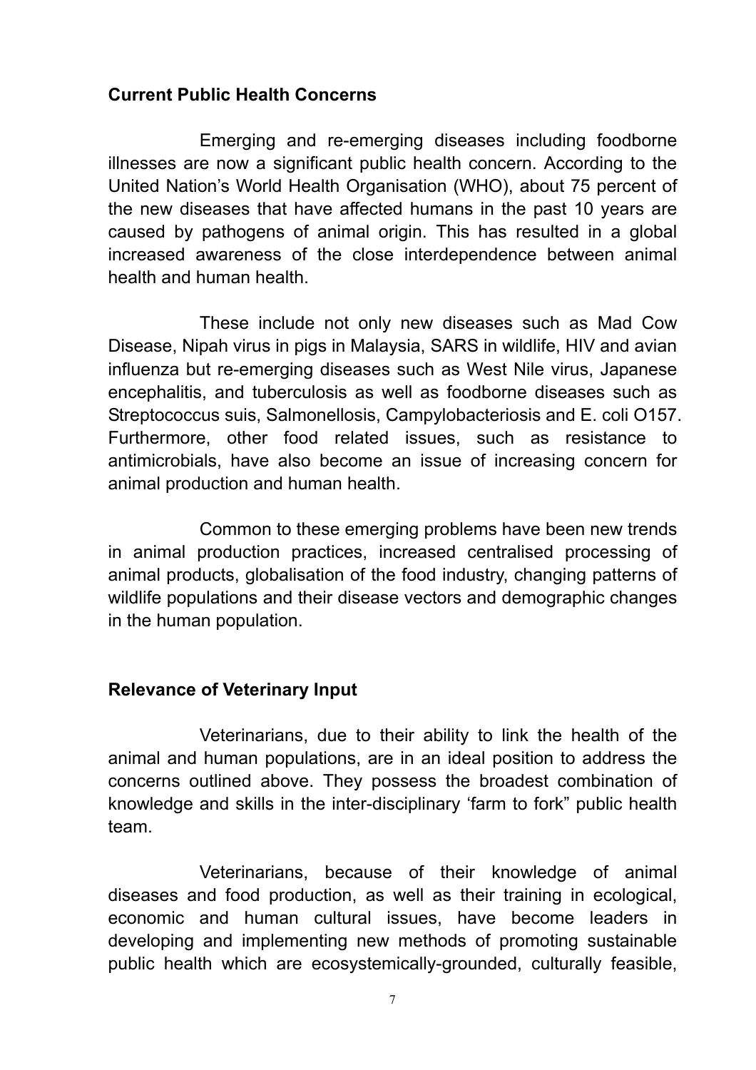## Current Public Health Concerns

Emerging and re-emerging diseases including foodborne illnesses are now a significant public health concern. According to the United Nation's World Health Organisation (WHO), about 75 percent of the new diseases that have affected humans in the past 10 years are caused by pathogens of animal origin. This has resulted in a global increased awareness of the close interdependence between animal health and human health.

These include not only new diseases such as Mad Cow Disease, Nipah virus in pigs in Malaysia, SARS in wildlife, HIV and avian influenza but re-emerging diseases such as West Nile virus, Japanese encephalitis, and tuberculosis as well as foodborne diseases such as Streptococcus suis, Salmonellosis, Campylobacteriosis and E. coli O157. Furthermore, other food related issues, such as resistance to antimicrobials, have also become an issue of increasing concern for animal production and human health.

Common to these emerging problems have been new trends in animal production practices, increased centralised processing of animal products, globalisation of the food industry, changing patterns of wildlife populations and their disease vectors and demographic changes in the human population.

## Relevance of Veterinary Input

Veterinarians, due to their ability to link the health of the animal and human populations, are in an ideal position to address the concerns outlined above. They possess the broadest combination of knowledge and skills in the inter-disciplinary 'farm to fork" public health team.

Veterinarians, because of their knowledge of animal diseases and food production, as well as their training in ecological, economic and human cultural issues, have become leaders in developing and implementing new methods of promoting sustainable public health which are ecosystemically-grounded, culturally feasible,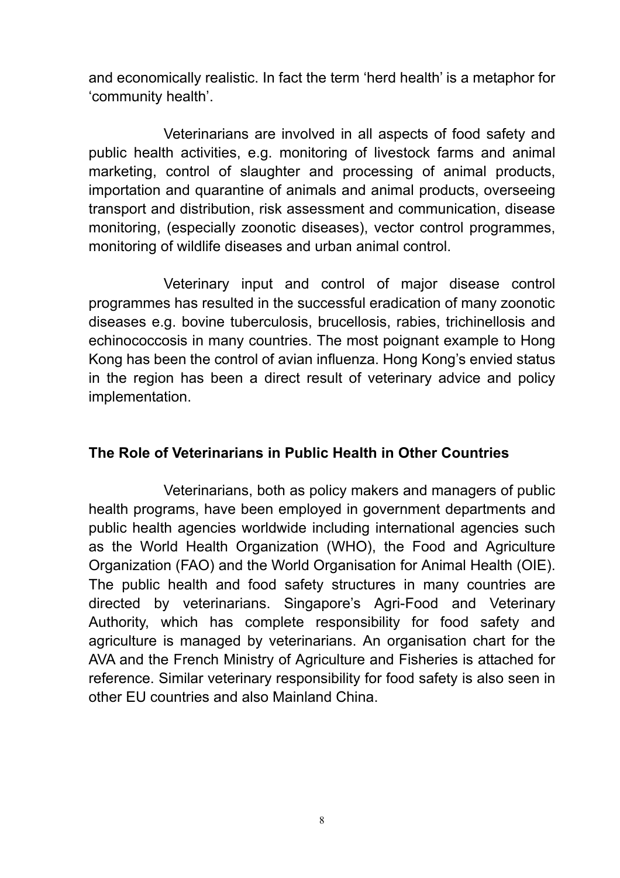and economically realistic. In fact the term 'herd health' is a metaphor for 'community health'.

Veterinarians are involved in all aspects of food safety and public health activities, e.g. monitoring of livestock farms and animal marketing, control of slaughter and processing of animal products, importation and quarantine of animals and animal products, overseeing transport and distribution, risk assessment and communication, disease monitoring, (especially zoonotic diseases), vector control programmes, monitoring of wildlife diseases and urban animal control.

Veterinary input and control of major disease control programmes has resulted in the successful eradication of many zoonotic diseases e.g. bovine tuberculosis, brucellosis, rabies, trichinellosis and echinococcosis in many countries. The most poignant example to Hong Kong has been the control of avian influenza. Hong Kong's envied status in the region has been a direct result of veterinary advice and policy implementation.

## The Role of Veterinarians in Public Health in Other Countries

Veterinarians, both as policy makers and managers of public health programs, have been employed in government departments and public health agencies worldwide including international agencies such as the World Health Organization (WHO), the Food and Agriculture Organization (FAO) and the World Organisation for Animal Health (OIE). The public health and food safety structures in many countries are directed by veterinarians. Singapore's Agri-Food and Veterinary Authority, which has complete responsibility for food safety and agriculture is managed by veterinarians. An organisation chart for the AVA and the French Ministry of Agriculture and Fisheries is attached for reference. Similar veterinary responsibility for food safety is also seen in other EU countries and also Mainland China.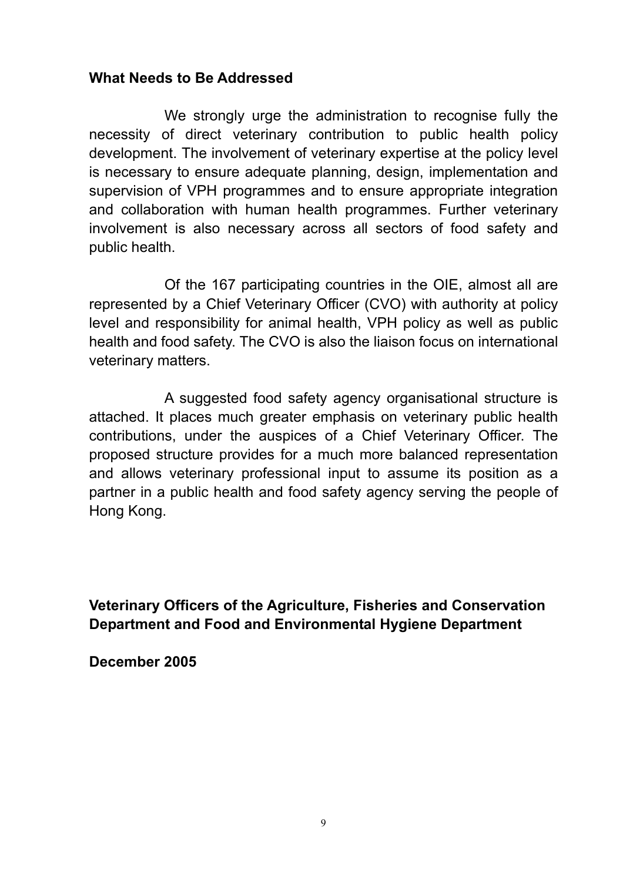## What Needs to Be Addressed

We strongly urge the administration to recognise fully the necessity of direct veterinary contribution to public health policy development. The involvement of veterinary expertise at the policy level is necessary to ensure adequate planning, design, implementation and supervision of VPH programmes and to ensure appropriate integration and collaboration with human health programmes. Further veterinary involvement is also necessary across all sectors of food safety and public health.

Of the 167 participating countries in the OIE, almost all are represented by a Chief Veterinary Officer (CVO) with authority at policy level and responsibility for animal health, VPH policy as well as public health and food safety. The CVO is also the liaison focus on international veterinary matters.

A suggested food safety agency organisational structure is attached. It places much greater emphasis on veterinary public health contributions, under the auspices of a Chief Veterinary Officer. The proposed structure provides for a much more balanced representation and allows veterinary professional input to assume its position as a partner in a public health and food safety agency serving the people of Hong Kong.

**Veterinary Officers of the Agriculture, Fisheries and Conservation Department and Food and Environmental Hygiene Department**

**December 2005**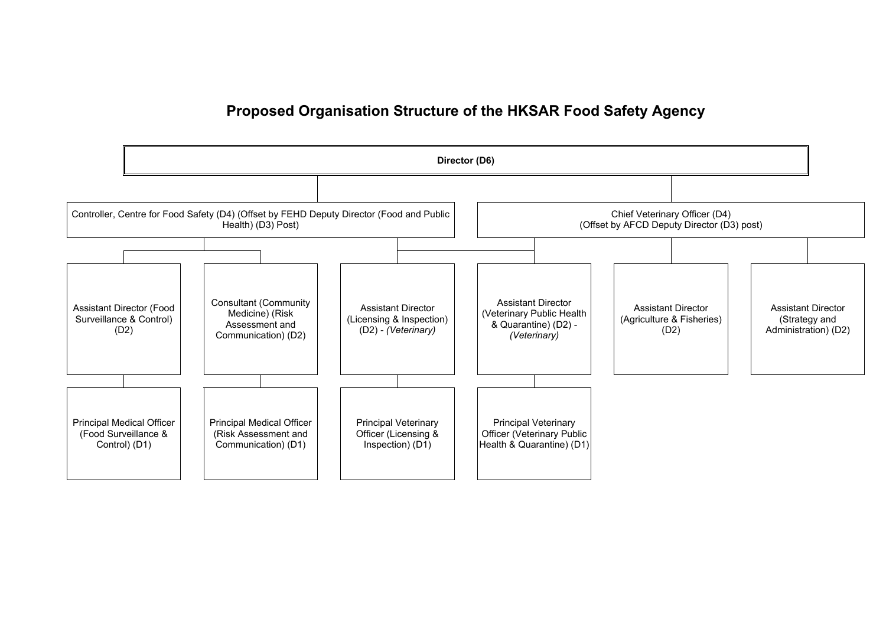# Proposed Organisation Structure of the HKSAR Food Safety Agency

**Director (D6)**

- Controller, Centre for Food Safety (D4) (Offset by FEHD Deputy Director (Food and Public Health) (D3) Post)
  - Assistant Director (Food Surveillance & Control) (D2)
    - Principal Medical Officer (Food Surveillance & Control) (D1)
  - Consultant (Community Medicine) (Risk Assessment and Communication) (D2)
    - Principal Medical Officer (Risk Assessment and Communication) (D1)
  - Assistant Director (Licensing & Inspection) (D2) - *(Veterinary)*
    - Principal Veterinary Officer (Licensing & Inspection) (D1)
  - Assistant Director (Veterinary Public Health & Quarantine) (D2) - *(Veterinary)*
    - Principal Veterinary Officer (Veterinary Public Health & Quarantine) (D1)
- Chief Veterinary Officer (D4) (Offset by AFCD Deputy Director (D3) post)
  - Assistant Director (Licensing & Inspection) (D2) - *(Veterinary)*
  - Assistant Director (Veterinary Public Health & Quarantine) (D2) - *(Veterinary)*
  - Assistant Director (Agriculture & Fisheries) (D2)
  - Assistant Director (Strategy and Administration) (D2)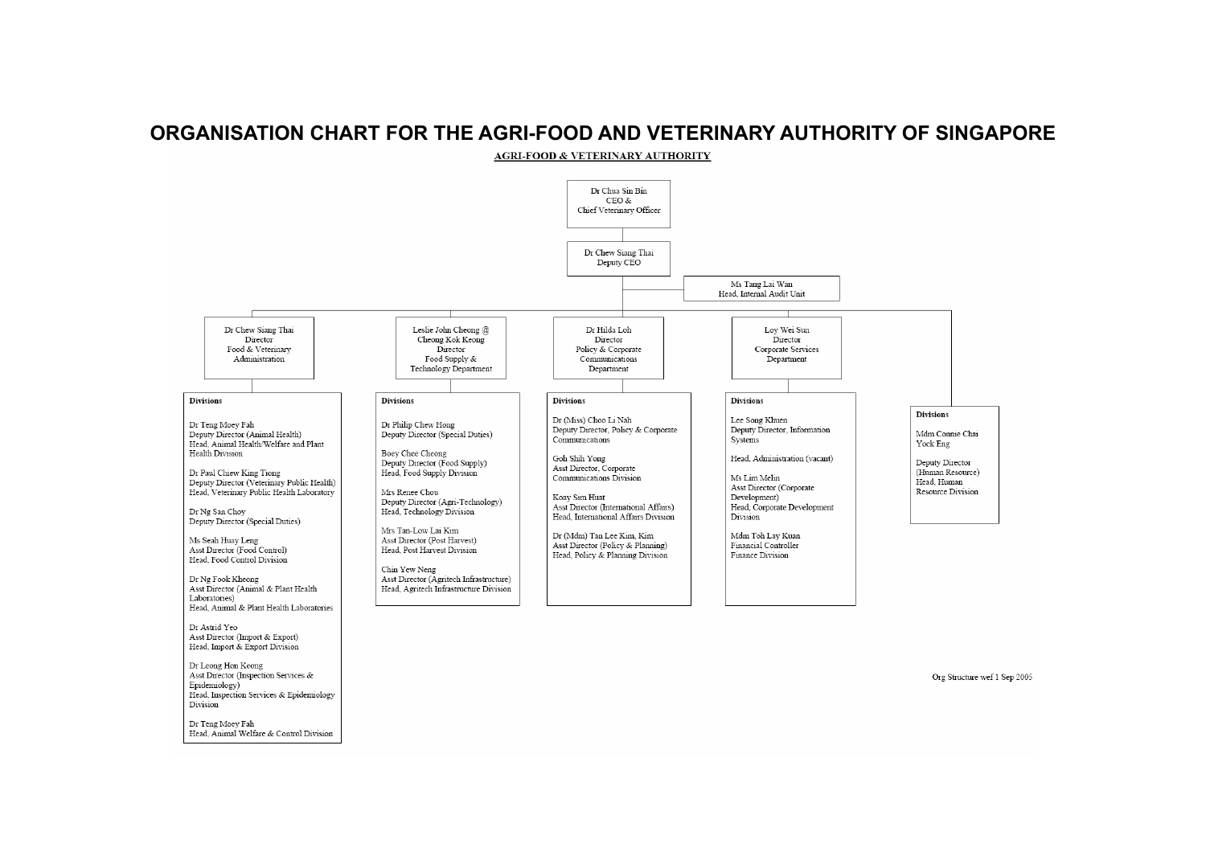# ORGANISATION CHART FOR THE AGRI-FOOD AND VETERINARY AUTHORITY OF SINGAPORE

**AGRI-FOOD & VETERINARY AUTHORITY**

Dr Chua Sin Bin
CEO &
Chief Veterinary Officer

Dr Chew Siang Thai
Deputy CEO

Ms Tang Lai Wan
Head, Internal Audit Unit

---

### Dr Chew Siang Thai
Director
Food & Veterinary Administration

**Divisions**

Dr Teng Moey Fah
Deputy Director (Animal Health)
Head, Animal Health/Welfare and Plant Health Division

Dr Paul Chiew King Tiong
Deputy Director (Veterinary Public Health)
Head, Veterinary Public Health Laboratory

Dr Ng San Choy
Deputy Director (Special Duties)

Ms Seah Huay Leng
Asst Director (Food Control)
Head, Food Control Division

Dr Ng Fook Kheong
Asst Director (Animal & Plant Health Laboratories)
Head, Animal & Plant Health Laboratories

Dr Astrid Yeo
Asst Director (Import & Export)
Head, Import & Export Division

Dr Leong Hon Keong
Asst Director (Inspection Services & Epidemiology)
Head, Inspection Services & Epidemiology Division

Dr Teng Moey Fah
Head, Animal Welfare & Control Division

---

### Leslie John Cheong @ Cheong Kok Keong
Director
Food Supply & Technology Department

**Divisions**

Dr Philip Chew Hong
Deputy Director (Special Duties)

Boey Chee Cheong
Deputy Director (Food Supply)
Head, Food Supply Division

Mrs Renee Chou
Deputy Director (Agri-Technology)
Head, Technology Division

Mrs Tan-Low Lai Kim
Asst Director (Post Harvest)
Head, Post Harvest Division

Chin Yew Neng
Asst Director (Agritech Infrastructure)
Head, Agritech Infrastructure Division

---

### Dr Hilda Loh
Director
Policy & Corporate Communications Department

**Divisions**

Dr (Miss) Choo Li Nah
Deputy Director, Policy & Corporate Communications

Goh Shih Yong
Asst Director, Corporate Communications Division

Koay Sim Huat
Asst Director (International Affairs)
Head, International Affairs Division

Dr (Mdm) Tan Lee Kim, Kim
Asst Director (Policy & Planning)
Head, Policy & Planning Division

---

### Loy Wei Sun
Director
Corporate Services Department

**Divisions**

Lee Song Khuen
Deputy Director, Information Systems

Head, Administration (vacant)

Ms Lim Melin
Asst Director (Corporate Development)
Head, Corporate Development Division

Mdm Toh Lay Kuan
Financial Controller
Finance Division

---

**Divisions**

Mdm Connie Chai Yock Eng

Deputy Director (Human Resource)
Head, Human Resource Division

---

Org Structure wef 1 Sep 2005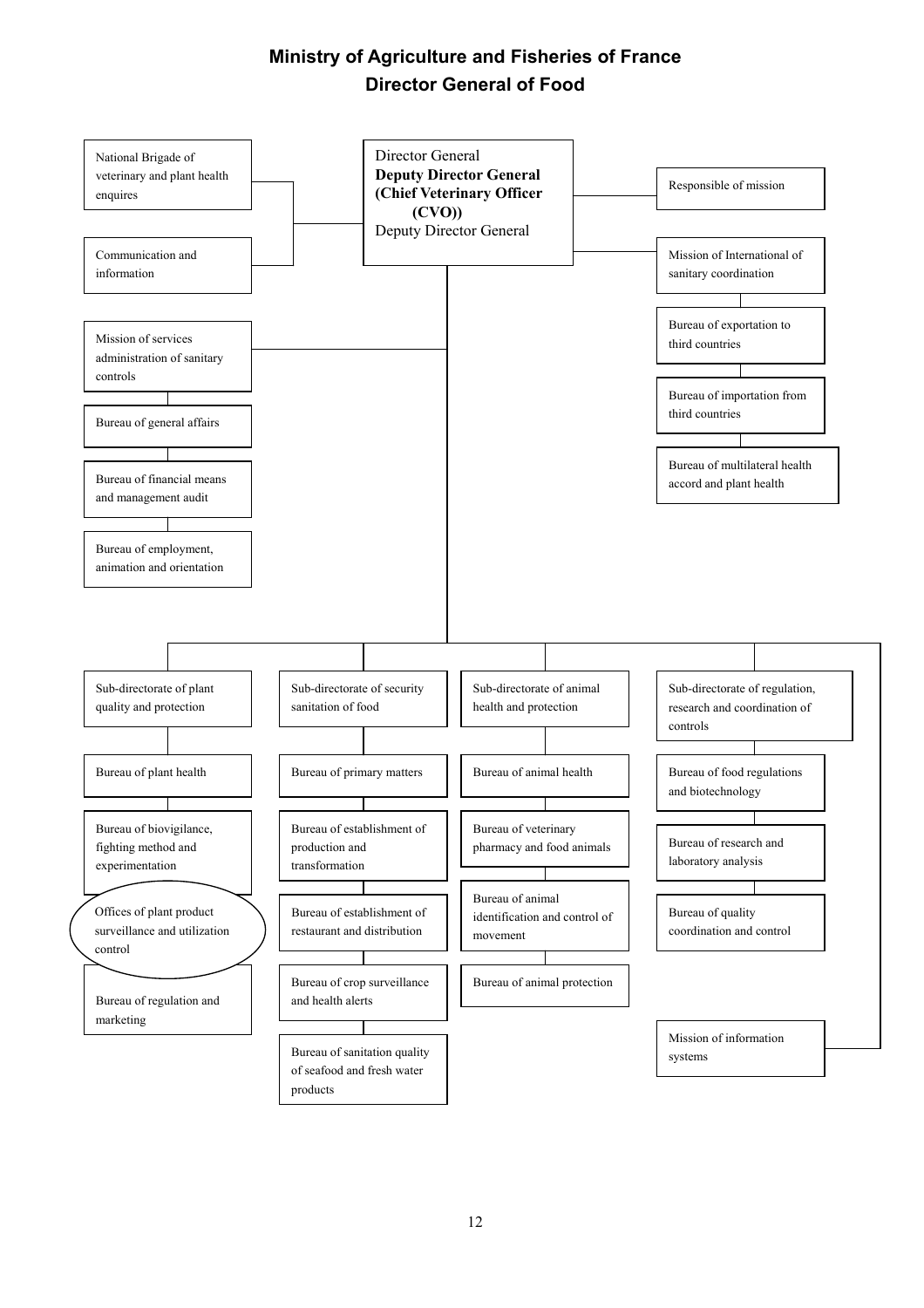# Ministry of Agriculture and Fisheries of France
## Director General of Food

Director General
**Deputy Director General (Chief Veterinary Officer (CVO))**
Deputy Director General

National Brigade of veterinary and plant health enquires

Communication and information

Responsible of mission

Mission of International of sanitary coordination

- Bureau of exportation to third countries
- Bureau of importation from third countries
- Bureau of multilateral health accord and plant health

Mission of services administration of sanitary controls

- Bureau of general affairs
- Bureau of financial means and management audit
- Bureau of employment, animation and orientation

Sub-directorate of plant quality and protection

- Bureau of plant health
- Bureau of biovigilance, fighting method and experimentation
- Offices of plant product surveillance and utilization control
- Bureau of regulation and marketing

Sub-directorate of security sanitation of food

- Bureau of primary matters
- Bureau of establishment of production and transformation
- Bureau of establishment of restaurant and distribution
- Bureau of crop surveillance and health alerts
- Bureau of sanitation quality of seafood and fresh water products

Sub-directorate of animal health and protection

- Bureau of animal health
- Bureau of veterinary pharmacy and food animals
- Bureau of animal identification and control of movement
- Bureau of animal protection

Sub-directorate of regulation, research and coordination of controls

- Bureau of food regulations and biotechnology
- Bureau of research and laboratory analysis
- Bureau of quality coordination and control

Mission of information systems